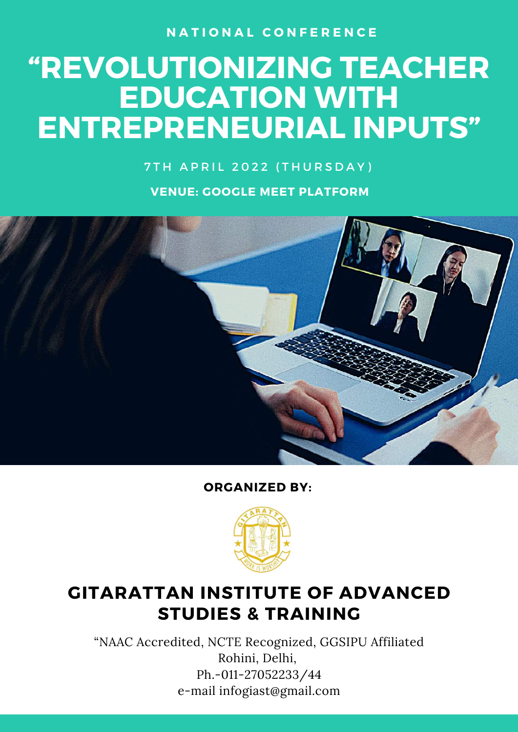NATIONAL CONFERENCE

# "REVOLUTIONIZING TEACHER EDUCATION WITH ENTREPRENEURIAL INPUTS"

7TH APRIL 2022 (THURSDAY)

**VENUE: GOOGLE MEET PLATFORM**

**ORGANIZED BY:**

## GITARATTAN INSTITUTE OF ADVANCED STUDIES & TRAINING

"NAAC Accredited, NCTE Recognized, GGSIPU Affiliated
Rohini, Delhi,
Ph.-011-27052233/44
e-mail infogiast@gmail.com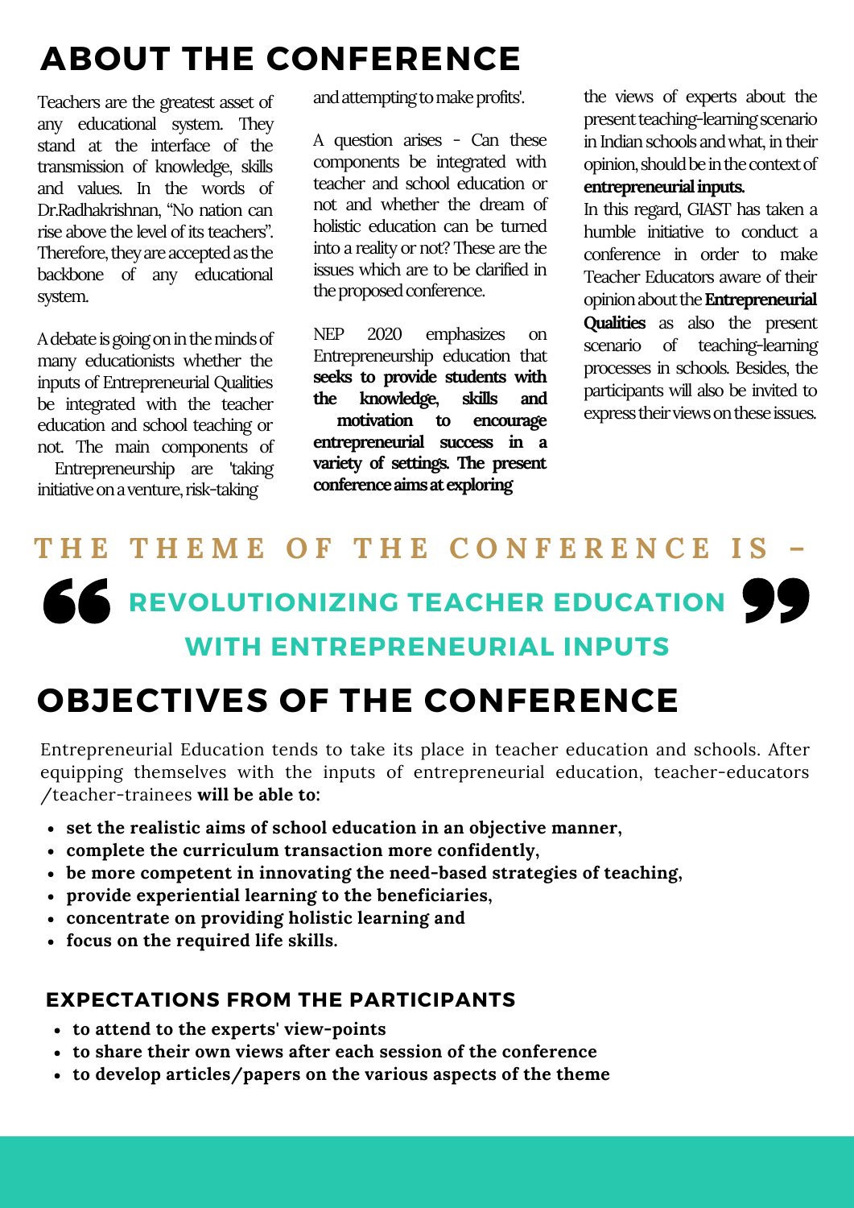# ABOUT THE CONFERENCE

Teachers are the greatest asset of any educational system. They stand at the interface of the transmission of knowledge, skills and values. In the words of Dr.Radhakrishnan, "No nation can rise above the level of its teachers". Therefore, they are accepted as the backbone of any educational system.

A debate is going on in the minds of many educationists whether the inputs of Entrepreneurial Qualities be integrated with the teacher education and school teaching or not. The main components of Entrepreneurship are 'taking initiative on a venture, risk-taking and attempting to make profits'.

A question arises - Can these components be integrated with teacher and school education or not and whether the dream of holistic education can be turned into a reality or not? These are the issues which are to be clarified in the proposed conference.

NEP 2020 emphasizes on Entrepreneurship education that **seeks to provide students with the knowledge, skills and motivation to encourage entrepreneurial success in a variety of settings. The present conference aims at exploring** the views of experts about the present teaching-learning scenario in Indian schools and what, in their opinion, should be in the context of **entrepreneurial inputs.**

In this regard, GIAST has taken a humble initiative to conduct a conference in order to make Teacher Educators aware of their opinion about the **Entrepreneurial Qualities** as also the present scenario of teaching-learning processes in schools. Besides, the participants will also be invited to express their views on these issues.

## THE THEME OF THE CONFERENCE IS –

## "REVOLUTIONIZING TEACHER EDUCATION WITH ENTREPRENEURIAL INPUTS"

# OBJECTIVES OF THE CONFERENCE

Entrepreneurial Education tends to take its place in teacher education and schools. After equipping themselves with the inputs of entrepreneurial education, teacher-educators /teacher-trainees **will be able to:**

- **set the realistic aims of school education in an objective manner,**
- **complete the curriculum transaction more confidently,**
- **be more competent in innovating the need-based strategies of teaching,**
- **provide experiential learning to the beneficiaries,**
- **concentrate on providing holistic learning and**
- **focus on the required life skills.**

### EXPECTATIONS FROM THE PARTICIPANTS

- **to attend to the experts' view-points**
- **to share their own views after each session of the conference**
- **to develop articles/papers on the various aspects of the theme**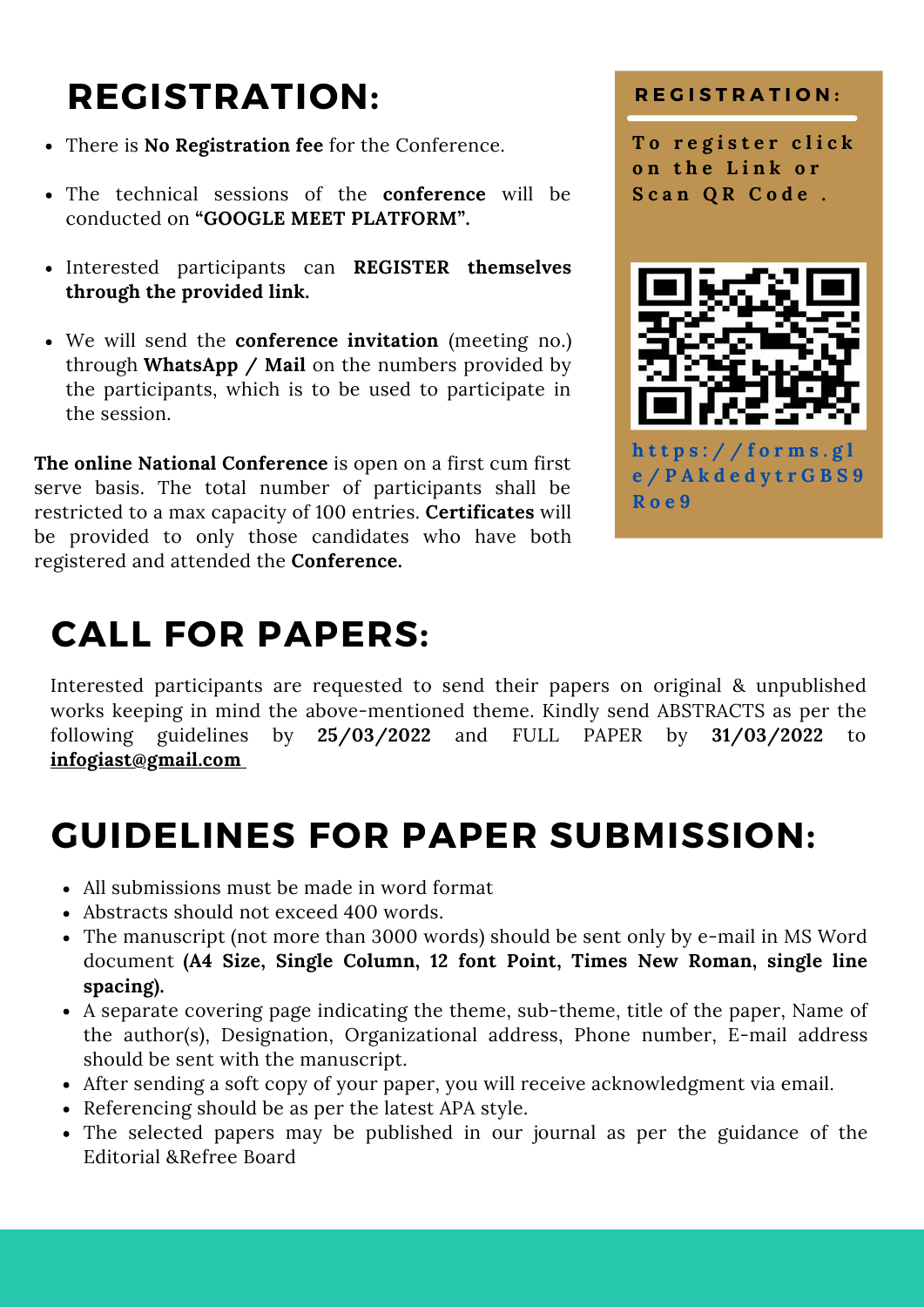# REGISTRATION:

- There is **No Registration fee** for the Conference.
- The technical sessions of the **conference** will be conducted on **"GOOGLE MEET PLATFORM".**
- Interested participants can **REGISTER themselves through the provided link.**
- We will send the **conference invitation** (meeting no.) through **WhatsApp / Mail** on the numbers provided by the participants, which is to be used to participate in the session.

**The online National Conference** is open on a first cum first serve basis. The total number of participants shall be restricted to a max capacity of 100 entries. **Certificates** will be provided to only those candidates who have both registered and attended the **Conference.**

**REGISTRATION:**

**To register click on the Link or Scan QR Code .**

**https://forms.gle/PAkdedytrGBS9Roe9**

# CALL FOR PAPERS:

Interested participants are requested to send their papers on original & unpublished works keeping in mind the above-mentioned theme. Kindly send ABSTRACTS as per the following guidelines by **25/03/2022** and FULL PAPER by **31/03/2022** to **infogiast@gmail.com**

# GUIDELINES FOR PAPER SUBMISSION:

- All submissions must be made in word format
- Abstracts should not exceed 400 words.
- The manuscript (not more than 3000 words) should be sent only by e-mail in MS Word document **(A4 Size, Single Column, 12 font Point, Times New Roman, single line spacing).**
- A separate covering page indicating the theme, sub-theme, title of the paper, Name of the author(s), Designation, Organizational address, Phone number, E-mail address should be sent with the manuscript.
- After sending a soft copy of your paper, you will receive acknowledgment via email.
- Referencing should be as per the latest APA style.
- The selected papers may be published in our journal as per the guidance of the Editorial &Refree Board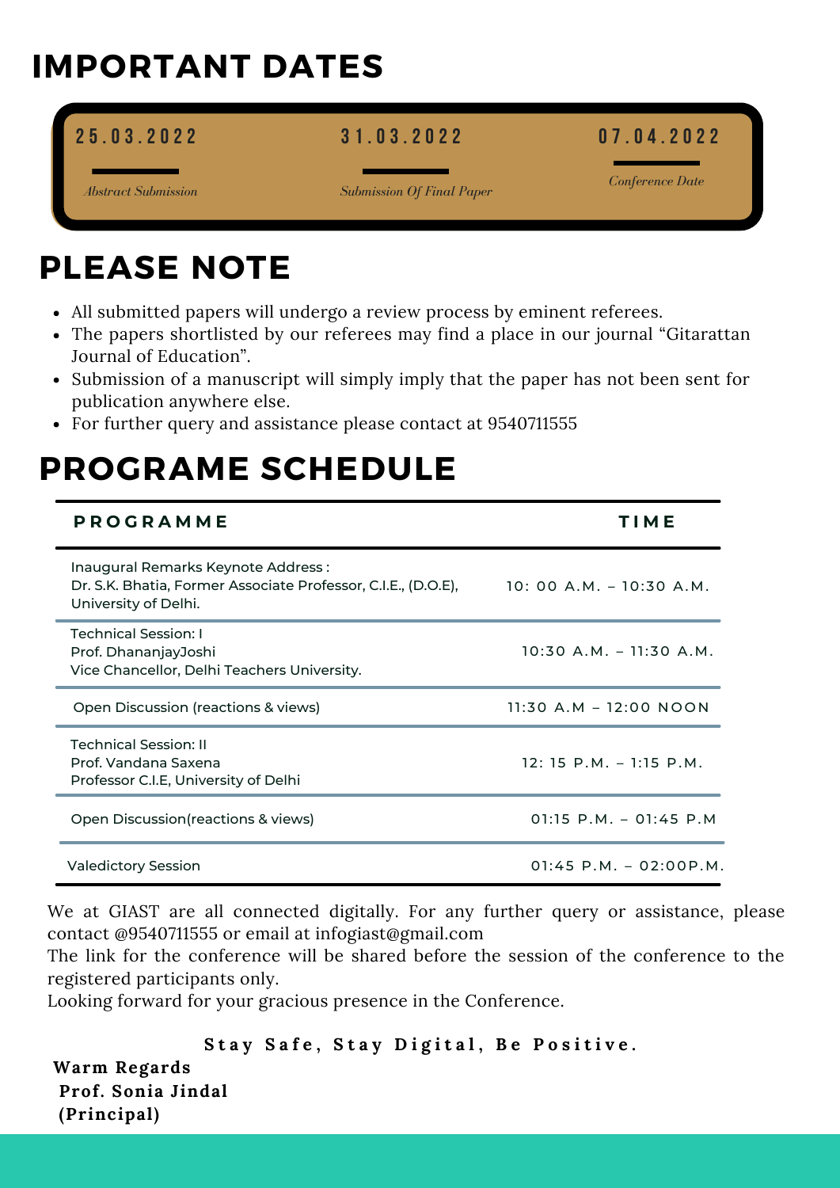# IMPORTANT DATES

| | | |
|---|---|---|
| 25.03.2022 | 31.03.2022 | 07.04.2022 |
| *Abstract Submission* | *Submission Of Final Paper* | *Conference Date* |

# PLEASE NOTE

- All submitted papers will undergo a review process by eminent referees.
- The papers shortlisted by our referees may find a place in our journal "Gitarattan Journal of Education".
- Submission of a manuscript will simply imply that the paper has not been sent for publication anywhere else.
- For further query and assistance please contact at 9540711555

# PROGRAME SCHEDULE

| PROGRAMME | TIME |
|---|---|
| Inaugural Remarks Keynote Address : Dr. S.K. Bhatia, Former Associate Professor, C.I.E., (D.O.E), University of Delhi. | 10: 00 A.M. – 10:30 A.M. |
| Technical Session: I Prof. DhananjayJoshi Vice Chancellor, Delhi Teachers University. | 10:30 A.M. – 11:30 A.M. |
| Open Discussion (reactions & views) | 11:30 A.M – 12:00 NOON |
| Technical Session: II Prof. Vandana Saxena Professor C.I.E, University of Delhi | 12: 15 P.M. – 1:15 P.M. |
| Open Discussion(reactions & views) | 01:15 P.M. – 01:45 P.M |
| Valedictory Session | 01:45 P.M. – 02:00P.M. |

We at GIAST are all connected digitally. For any further query or assistance, please contact @9540711555 or email at infogiast@gmail.com
The link for the conference will be shared before the session of the conference to the registered participants only.
Looking forward for your gracious presence in the Conference.

**Stay Safe, Stay Digital, Be Positive.**

**Warm Regards**
**Prof. Sonia Jindal**
**(Principal)**